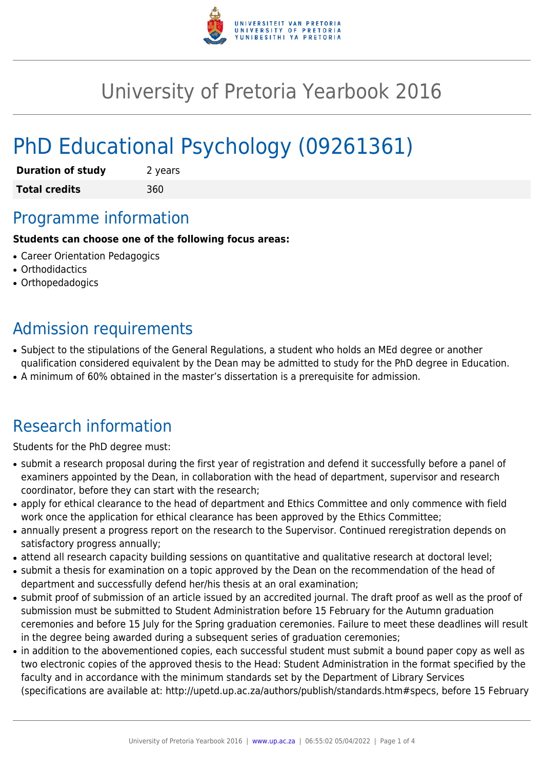# University of Pretoria Yearbook 2016

# PhD Educational Psychology (09261361)

| **Duration of study** | 2 years |
| --- | --- |
| **Total credits** | 360 |

## Programme information

**Students can choose one of the following focus areas:**

- Career Orientation Pedagogics
- Orthodidactics
- Orthopedadogics

## Admission requirements

- Subject to the stipulations of the General Regulations, a student who holds an MEd degree or another qualification considered equivalent by the Dean may be admitted to study for the PhD degree in Education.
- A minimum of 60% obtained in the master's dissertation is a prerequisite for admission.

## Research information

Students for the PhD degree must:

- submit a research proposal during the first year of registration and defend it successfully before a panel of examiners appointed by the Dean, in collaboration with the head of department, supervisor and research coordinator, before they can start with the research;
- apply for ethical clearance to the head of department and Ethics Committee and only commence with field work once the application for ethical clearance has been approved by the Ethics Committee;
- annually present a progress report on the research to the Supervisor. Continued reregistration depends on satisfactory progress annually;
- attend all research capacity building sessions on quantitative and qualitative research at doctoral level;
- submit a thesis for examination on a topic approved by the Dean on the recommendation of the head of department and successfully defend her/his thesis at an oral examination;
- submit proof of submission of an article issued by an accredited journal. The draft proof as well as the proof of submission must be submitted to Student Administration before 15 February for the Autumn graduation ceremonies and before 15 July for the Spring graduation ceremonies. Failure to meet these deadlines will result in the degree being awarded during a subsequent series of graduation ceremonies;
- in addition to the abovementioned copies, each successful student must submit a bound paper copy as well as two electronic copies of the approved thesis to the Head: Student Administration in the format specified by the faculty and in accordance with the minimum standards set by the Department of Library Services (specifications are available at: http://upetd.up.ac.za/authors/publish/standards.htm#specs, before 15 February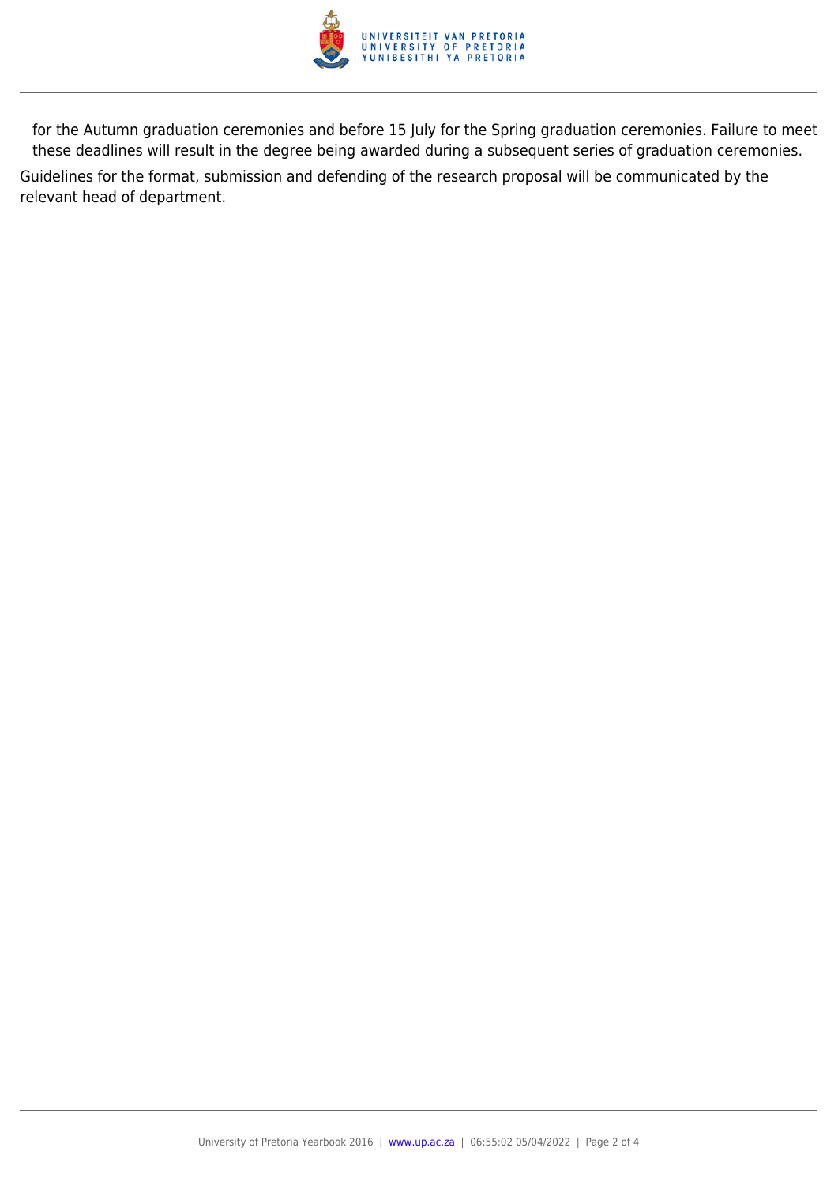for the Autumn graduation ceremonies and before 15 July for the Spring graduation ceremonies. Failure to meet these deadlines will result in the degree being awarded during a subsequent series of graduation ceremonies.

Guidelines for the format, submission and defending of the research proposal will be communicated by the relevant head of department.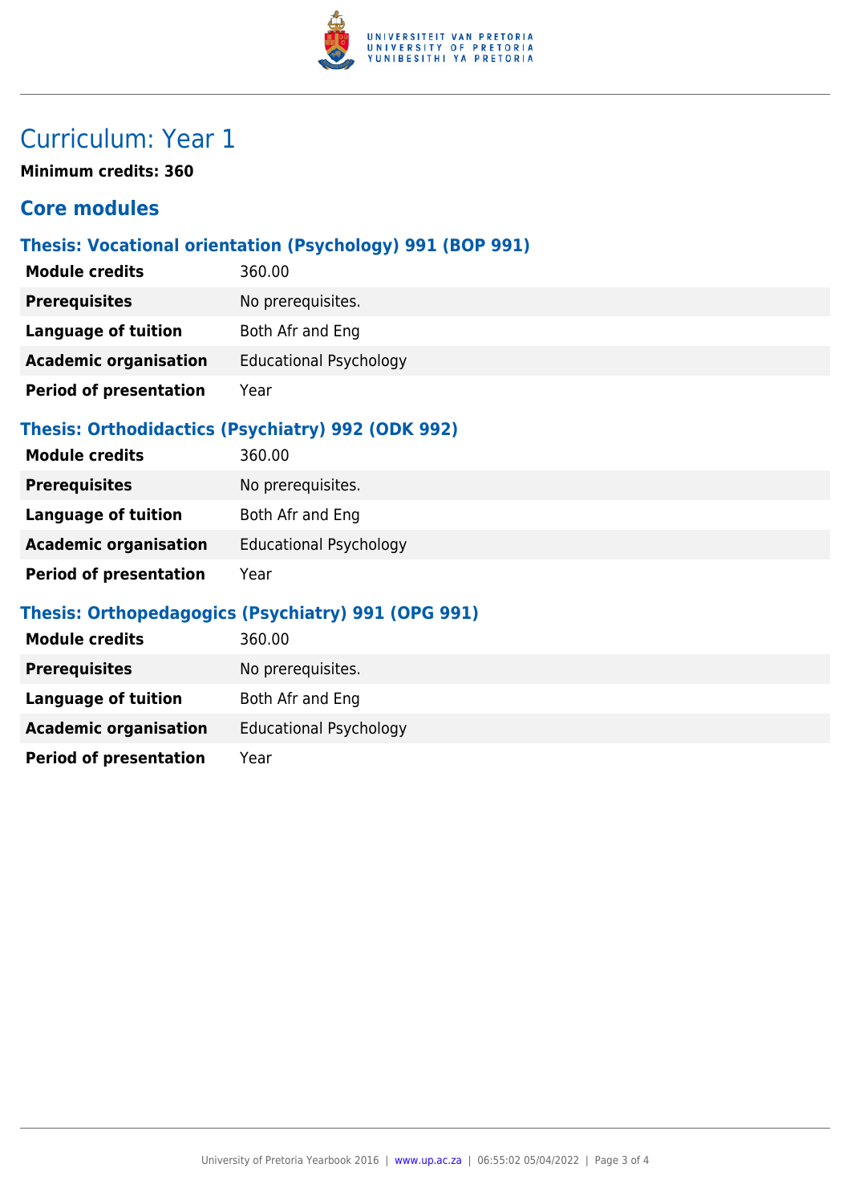# Curriculum: Year 1

**Minimum credits: 360**

## Core modules

### Thesis: Vocational orientation (Psychology) 991 (BOP 991)

| | |
|---|---|
| **Module credits** | 360.00 |
| **Prerequisites** | No prerequisites. |
| **Language of tuition** | Both Afr and Eng |
| **Academic organisation** | Educational Psychology |
| **Period of presentation** | Year |

### Thesis: Orthodidactics (Psychiatry) 992 (ODK 992)

| | |
|---|---|
| **Module credits** | 360.00 |
| **Prerequisites** | No prerequisites. |
| **Language of tuition** | Both Afr and Eng |
| **Academic organisation** | Educational Psychology |
| **Period of presentation** | Year |

### Thesis: Orthopedagogics (Psychiatry) 991 (OPG 991)

| | |
|---|---|
| **Module credits** | 360.00 |
| **Prerequisites** | No prerequisites. |
| **Language of tuition** | Both Afr and Eng |
| **Academic organisation** | Educational Psychology |
| **Period of presentation** | Year |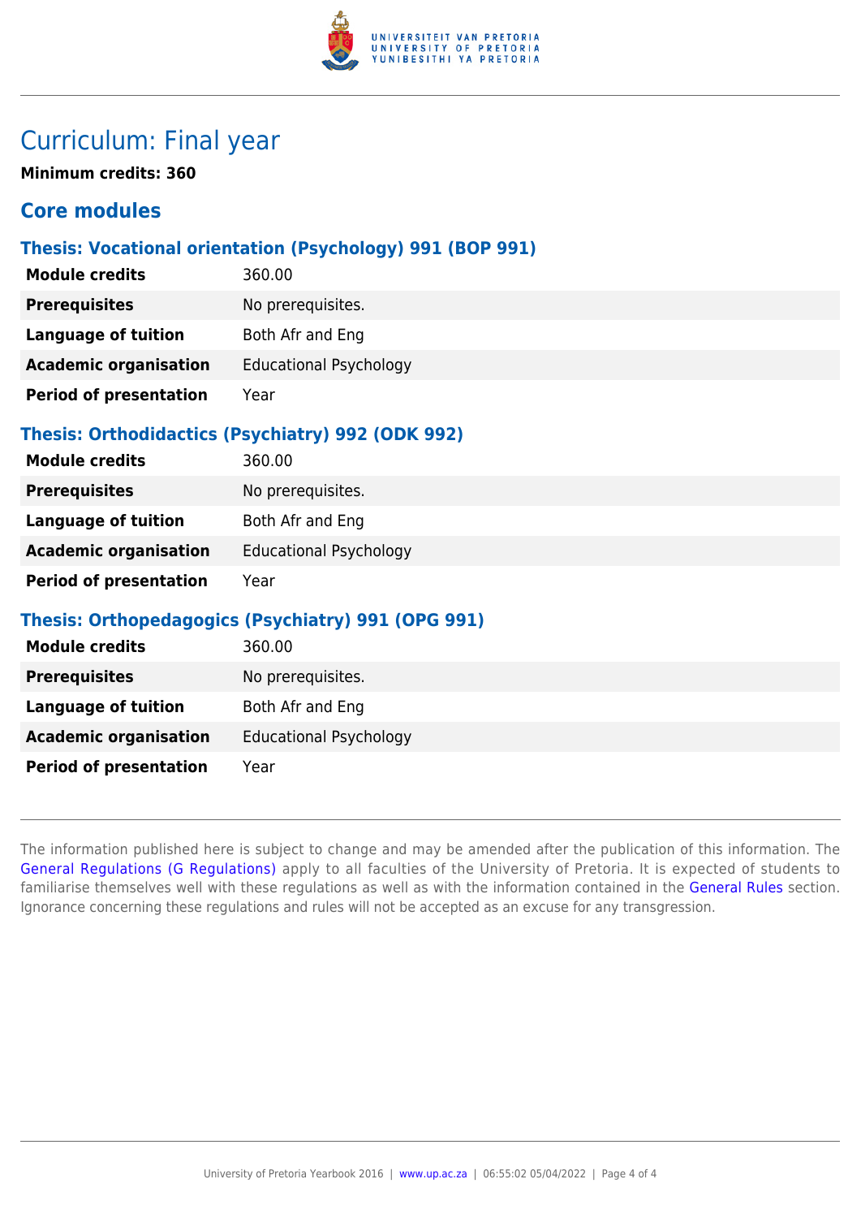# Curriculum: Final year

**Minimum credits: 360**

## Core modules

### Thesis: Vocational orientation (Psychology) 991 (BOP 991)

| | |
|---|---|
| **Module credits** | 360.00 |
| **Prerequisites** | No prerequisites. |
| **Language of tuition** | Both Afr and Eng |
| **Academic organisation** | Educational Psychology |
| **Period of presentation** | Year |

### Thesis: Orthodidactics (Psychiatry) 992 (ODK 992)

| | |
|---|---|
| **Module credits** | 360.00 |
| **Prerequisites** | No prerequisites. |
| **Language of tuition** | Both Afr and Eng |
| **Academic organisation** | Educational Psychology |
| **Period of presentation** | Year |

### Thesis: Orthopedagogics (Psychiatry) 991 (OPG 991)

| | |
|---|---|
| **Module credits** | 360.00 |
| **Prerequisites** | No prerequisites. |
| **Language of tuition** | Both Afr and Eng |
| **Academic organisation** | Educational Psychology |
| **Period of presentation** | Year |

The information published here is subject to change and may be amended after the publication of this information. The General Regulations (G Regulations) apply to all faculties of the University of Pretoria. It is expected of students to familiarise themselves well with these regulations as well as with the information contained in the General Rules section. Ignorance concerning these regulations and rules will not be accepted as an excuse for any transgression.